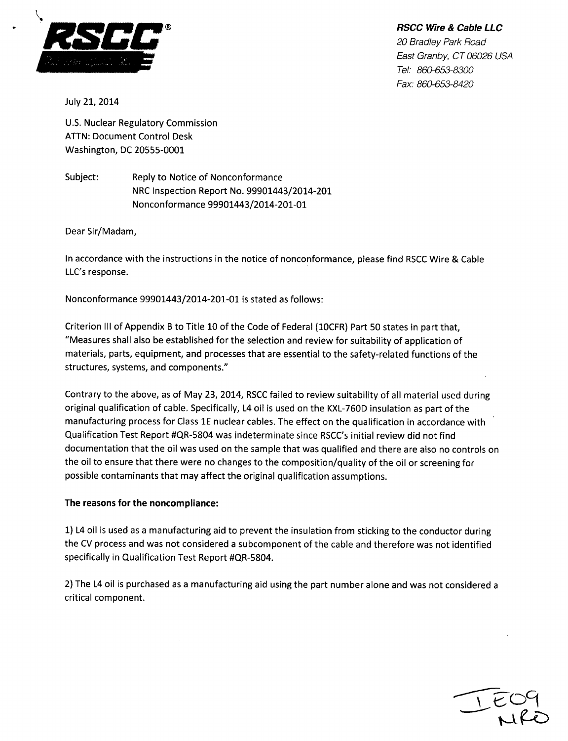**RSCC Wire & Cable LLC**
*20 Bradley Park Road*
*East Granby, CT 06026 USA*
*Tel: 860-653-8300*
*Fax: 860-653-8420*

July 21, 2014

U.S. Nuclear Regulatory Commission
ATTN: Document Control Desk
Washington, DC 20555-0001

Subject: Reply to Notice of Nonconformance
NRC Inspection Report No. 99901443/2014-201
Nonconformance 99901443/2014-201-01

Dear Sir/Madam,

In accordance with the instructions in the notice of nonconformance, please find RSCC Wire & Cable LLC's response.

Nonconformance 99901443/2014-201-01 is stated as follows:

Criterion III of Appendix B to Title 10 of the Code of Federal (10CFR) Part 50 states in part that, "Measures shall also be established for the selection and review for suitability of application of materials, parts, equipment, and processes that are essential to the safety-related functions of the structures, systems, and components."

Contrary to the above, as of May 23, 2014, RSCC failed to review suitability of all material used during original qualification of cable. Specifically, L4 oil is used on the KXL-760D insulation as part of the manufacturing process for Class 1E nuclear cables. The effect on the qualification in accordance with Qualification Test Report #QR-5804 was indeterminate since RSCC's initial review did not find documentation that the oil was used on the sample that was qualified and there are also no controls on the oil to ensure that there were no changes to the composition/quality of the oil or screening for possible contaminants that may affect the original qualification assumptions.

**The reasons for the noncompliance:**

1) L4 oil is used as a manufacturing aid to prevent the insulation from sticking to the conductor during the CV process and was not considered a subcomponent of the cable and therefore was not identified specifically in Qualification Test Report #QR-5804.

2) The L4 oil is purchased as a manufacturing aid using the part number alone and was not considered a critical component.

IE09
NRO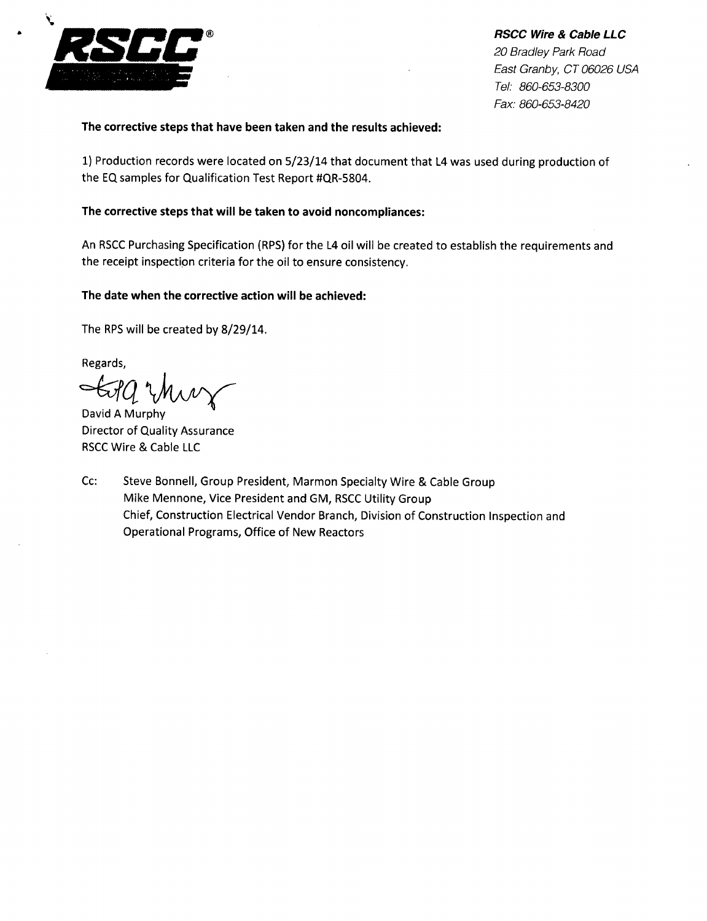**RSCC Wire & Cable LLC**
*20 Bradley Park Road*
*East Granby, CT 06026 USA*
*Tel: 860-653-8300*
*Fax: 860-653-8420*

**The corrective steps that have been taken and the results achieved:**

1) Production records were located on 5/23/14 that document that L4 was used during production of the EQ samples for Qualification Test Report #QR-5804.

**The corrective steps that will be taken to avoid noncompliances:**

An RSCC Purchasing Specification (RPS) for the L4 oil will be created to establish the requirements and the receipt inspection criteria for the oil to ensure consistency.

**The date when the corrective action will be achieved:**

The RPS will be created by 8/29/14.

Regards,

David A Murphy
Director of Quality Assurance
RSCC Wire & Cable LLC

Cc: Steve Bonnell, Group President, Marmon Specialty Wire & Cable Group
Mike Mennone, Vice President and GM, RSCC Utility Group
Chief, Construction Electrical Vendor Branch, Division of Construction Inspection and Operational Programs, Office of New Reactors